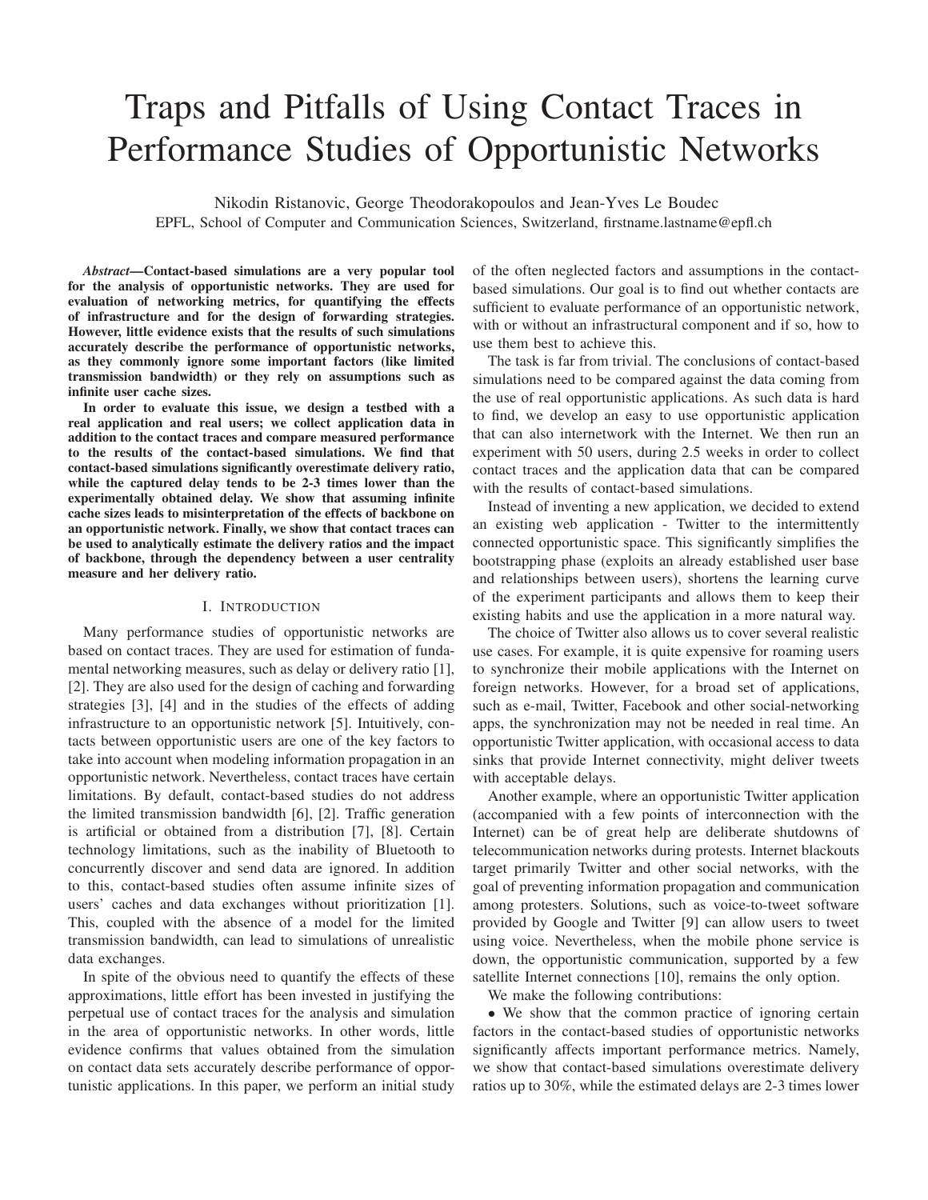# Traps and Pitfalls of Using Contact Traces in Performance Studies of Opportunistic Networks

Nikodin Ristanovic, George Theodorakopoulos and Jean-Yves Le Boudec
EPFL, School of Computer and Communication Sciences, Switzerland, firstname.lastname@epfl.ch

***Abstract*—Contact-based simulations are a very popular tool for the analysis of opportunistic networks. They are used for evaluation of networking metrics, for quantifying the effects of infrastructure and for the design of forwarding strategies. However, little evidence exists that the results of such simulations accurately describe the performance of opportunistic networks, as they commonly ignore some important factors (like limited transmission bandwidth) or they rely on assumptions such as infinite user cache sizes.**

**In order to evaluate this issue, we design a testbed with a real application and real users; we collect application data in addition to the contact traces and compare measured performance to the results of the contact-based simulations. We find that contact-based simulations significantly overestimate delivery ratio, while the captured delay tends to be 2-3 times lower than the experimentally obtained delay. We show that assuming infinite cache sizes leads to misinterpretation of the effects of backbone on an opportunistic network. Finally, we show that contact traces can be used to analytically estimate the delivery ratios and the impact of backbone, through the dependency between a user centrality measure and her delivery ratio.**

## I. Introduction

Many performance studies of opportunistic networks are based on contact traces. They are used for estimation of fundamental networking measures, such as delay or delivery ratio [1], [2]. They are also used for the design of caching and forwarding strategies [3], [4] and in the studies of the effects of adding infrastructure to an opportunistic network [5]. Intuitively, contacts between opportunistic users are one of the key factors to take into account when modeling information propagation in an opportunistic network. Nevertheless, contact traces have certain limitations. By default, contact-based studies do not address the limited transmission bandwidth [6], [2]. Traffic generation is artificial or obtained from a distribution [7], [8]. Certain technology limitations, such as the inability of Bluetooth to concurrently discover and send data are ignored. In addition to this, contact-based studies often assume infinite sizes of users' caches and data exchanges without prioritization [1]. This, coupled with the absence of a model for the limited transmission bandwidth, can lead to simulations of unrealistic data exchanges.

In spite of the obvious need to quantify the effects of these approximations, little effort has been invested in justifying the perpetual use of contact traces for the analysis and simulation in the area of opportunistic networks. In other words, little evidence confirms that values obtained from the simulation on contact data sets accurately describe performance of opportunistic applications. In this paper, we perform an initial study of the often neglected factors and assumptions in the contact-based simulations. Our goal is to find out whether contacts are sufficient to evaluate performance of an opportunistic network, with or without an infrastructural component and if so, how to use them best to achieve this.

The task is far from trivial. The conclusions of contact-based simulations need to be compared against the data coming from the use of real opportunistic applications. As such data is hard to find, we develop an easy to use opportunistic application that can also internetwork with the Internet. We then run an experiment with 50 users, during 2.5 weeks in order to collect contact traces and the application data that can be compared with the results of contact-based simulations.

Instead of inventing a new application, we decided to extend an existing web application - Twitter to the intermittently connected opportunistic space. This significantly simplifies the bootstrapping phase (exploits an already established user base and relationships between users), shortens the learning curve of the experiment participants and allows them to keep their existing habits and use the application in a more natural way.

The choice of Twitter also allows us to cover several realistic use cases. For example, it is quite expensive for roaming users to synchronize their mobile applications with the Internet on foreign networks. However, for a broad set of applications, such as e-mail, Twitter, Facebook and other social-networking apps, the synchronization may not be needed in real time. An opportunistic Twitter application, with occasional access to data sinks that provide Internet connectivity, might deliver tweets with acceptable delays.

Another example, where an opportunistic Twitter application (accompanied with a few points of interconnection with the Internet) can be of great help are deliberate shutdowns of telecommunication networks during protests. Internet blackouts target primarily Twitter and other social networks, with the goal of preventing information propagation and communication among protesters. Solutions, such as voice-to-tweet software provided by Google and Twitter [9] can allow users to tweet using voice. Nevertheless, when the mobile phone service is down, the opportunistic communication, supported by a few satellite Internet connections [10], remains the only option.

We make the following contributions:

- We show that the common practice of ignoring certain factors in the contact-based studies of opportunistic networks significantly affects important performance metrics. Namely, we show that contact-based simulations overestimate delivery ratios up to 30%, while the estimated delays are 2-3 times lower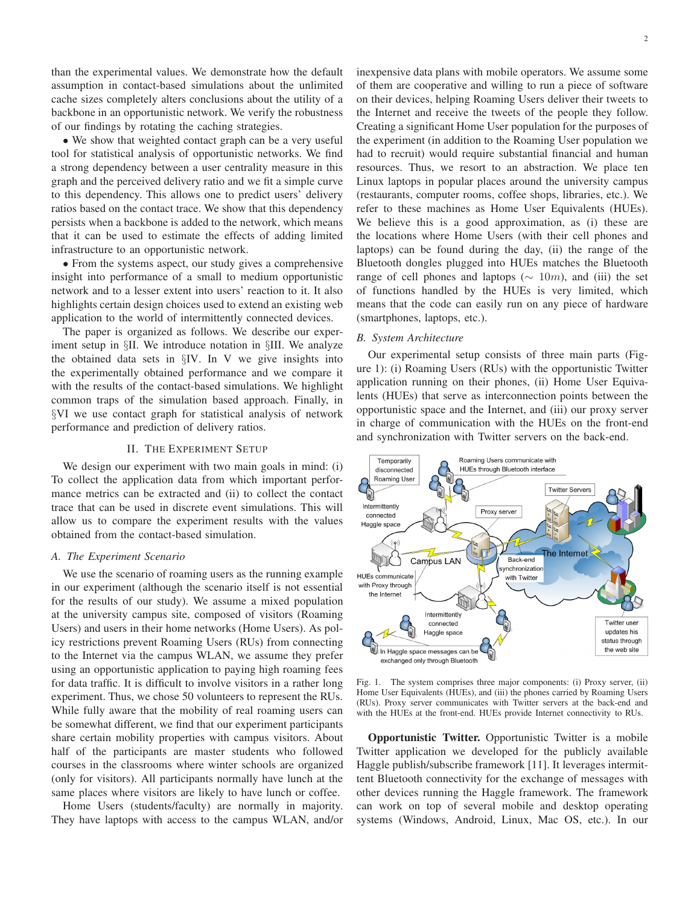than the experimental values. We demonstrate how the default assumption in contact-based simulations about the unlimited cache sizes completely alters conclusions about the utility of a backbone in an opportunistic network. We verify the robustness of our findings by rotating the caching strategies.

- We show that weighted contact graph can be a very useful tool for statistical analysis of opportunistic networks. We find a strong dependency between a user centrality measure in this graph and the perceived delivery ratio and we fit a simple curve to this dependency. This allows one to predict users' delivery ratios based on the contact trace. We show that this dependency persists when a backbone is added to the network, which means that it can be used to estimate the effects of adding limited infrastructure to an opportunistic network.

- From the systems aspect, our study gives a comprehensive insight into performance of a small to medium opportunistic network and to a lesser extent into users' reaction to it. It also highlights certain design choices used to extend an existing web application to the world of intermittently connected devices.

The paper is organized as follows. We describe our experiment setup in §II. We introduce notation in §III. We analyze the obtained data sets in §IV. In V we give insights into the experimentally obtained performance and we compare it with the results of the contact-based simulations. We highlight common traps of the simulation based approach. Finally, in §VI we use contact graph for statistical analysis of network performance and prediction of delivery ratios.

## II. The Experiment Setup

We design our experiment with two main goals in mind: (i) To collect the application data from which important performance metrics can be extracted and (ii) to collect the contact trace that can be used in discrete event simulations. This will allow us to compare the experiment results with the values obtained from the contact-based simulation.

### A. The Experiment Scenario

We use the scenario of roaming users as the running example in our experiment (although the scenario itself is not essential for the results of our study). We assume a mixed population at the university campus site, composed of visitors (Roaming Users) and users in their home networks (Home Users). As policy restrictions prevent Roaming Users (RUs) from connecting to the Internet via the campus WLAN, we assume they prefer using an opportunistic application to paying high roaming fees for data traffic. It is difficult to involve visitors in a rather long experiment. Thus, we chose 50 volunteers to represent the RUs. While fully aware that the mobility of real roaming users can be somewhat different, we find that our experiment participants share certain mobility properties with campus visitors. About half of the participants are master students who followed courses in the classrooms where winter schools are organized (only for visitors). All participants normally have lunch at the same places where visitors are likely to have lunch or coffee.

Home Users (students/faculty) are normally in majority. They have laptops with access to the campus WLAN, and/or inexpensive data plans with mobile operators. We assume some of them are cooperative and willing to run a piece of software on their devices, helping Roaming Users deliver their tweets to the Internet and receive the tweets of the people they follow. Creating a significant Home User population for the purposes of the experiment (in addition to the Roaming User population we had to recruit) would require substantial financial and human resources. Thus, we resort to an abstraction. We place ten Linux laptops in popular places around the university campus (restaurants, computer rooms, coffee shops, libraries, etc.). We refer to these machines as Home User Equivalents (HUEs). We believe this is a good approximation, as (i) these are the locations where Home Users (with their cell phones and laptops) can be found during the day, (ii) the range of the Bluetooth dongles plugged into HUEs matches the Bluetooth range of cell phones and laptops ($\sim 10m$), and (iii) the set of functions handled by the HUEs is very limited, which means that the code can easily run on any piece of hardware (smartphones, laptops, etc.).

### B. System Architecture

Our experimental setup consists of three main parts (Figure 1): (i) Roaming Users (RUs) with the opportunistic Twitter application running on their phones, (ii) Home User Equivalents (HUEs) that serve as interconnection points between the opportunistic space and the Internet, and (iii) our proxy server in charge of communication with the HUEs on the front-end and synchronization with Twitter servers on the back-end.

Fig. 1. The system comprises three major components: (i) Proxy server, (ii) Home User Equivalents (HUEs), and (iii) the phones carried by Roaming Users (RUs). Proxy server communicates with Twitter servers at the back-end and with the HUEs at the front-end. HUEs provide Internet connectivity to RUs.

**Opportunistic Twitter.** Opportunistic Twitter is a mobile Twitter application we developed for the publicly available Haggle publish/subscribe framework [11]. It leverages intermittent Bluetooth connectivity for the exchange of messages with other devices running the Haggle framework. The framework can work on top of several mobile and desktop operating systems (Windows, Android, Linux, Mac OS, etc.). In our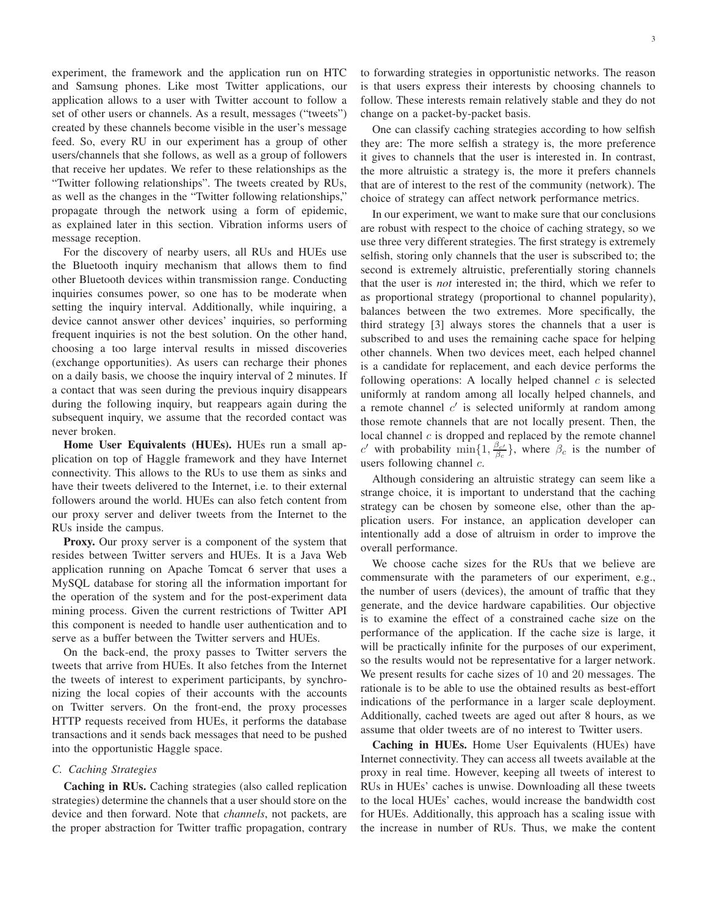experiment, the framework and the application run on HTC and Samsung phones. Like most Twitter applications, our application allows to a user with Twitter account to follow a set of other users or channels. As a result, messages ("tweets") created by these channels become visible in the user's message feed. So, every RU in our experiment has a group of other users/channels that she follows, as well as a group of followers that receive her updates. We refer to these relationships as the "Twitter following relationships". The tweets created by RUs, as well as the changes in the "Twitter following relationships," propagate through the network using a form of epidemic, as explained later in this section. Vibration informs users of message reception.

For the discovery of nearby users, all RUs and HUEs use the Bluetooth inquiry mechanism that allows them to find other Bluetooth devices within transmission range. Conducting inquiries consumes power, so one has to be moderate when setting the inquiry interval. Additionally, while inquiring, a device cannot answer other devices' inquiries, so performing frequent inquiries is not the best solution. On the other hand, choosing a too large interval results in missed discoveries (exchange opportunities). As users can recharge their phones on a daily basis, we choose the inquiry interval of 2 minutes. If a contact that was seen during the previous inquiry disappears during the following inquiry, but reappears again during the subsequent inquiry, we assume that the recorded contact was never broken.

**Home User Equivalents (HUEs).** HUEs run a small application on top of Haggle framework and they have Internet connectivity. This allows to the RUs to use them as sinks and have their tweets delivered to the Internet, i.e. to their external followers around the world. HUEs can also fetch content from our proxy server and deliver tweets from the Internet to the RUs inside the campus.

**Proxy.** Our proxy server is a component of the system that resides between Twitter servers and HUEs. It is a Java Web application running on Apache Tomcat 6 server that uses a MySQL database for storing all the information important for the operation of the system and for the post-experiment data mining process. Given the current restrictions of Twitter API this component is needed to handle user authentication and to serve as a buffer between the Twitter servers and HUEs.

On the back-end, the proxy passes to Twitter servers the tweets that arrive from HUEs. It also fetches from the Internet the tweets of interest to experiment participants, by synchronizing the local copies of their accounts with the accounts on Twitter servers. On the front-end, the proxy processes HTTP requests received from HUEs, it performs the database transactions and it sends back messages that need to be pushed into the opportunistic Haggle space.

### C. Caching Strategies

**Caching in RUs.** Caching strategies (also called replication strategies) determine the channels that a user should store on the device and then forward. Note that *channels*, not packets, are the proper abstraction for Twitter traffic propagation, contrary to forwarding strategies in opportunistic networks. The reason is that users express their interests by choosing channels to follow. These interests remain relatively stable and they do not change on a packet-by-packet basis.

One can classify caching strategies according to how selfish they are: The more selfish a strategy is, the more preference it gives to channels that the user is interested in. In contrast, the more altruistic a strategy is, the more it prefers channels that are of interest to the rest of the community (network). The choice of strategy can affect network performance metrics.

In our experiment, we want to make sure that our conclusions are robust with respect to the choice of caching strategy, so we use three very different strategies. The first strategy is extremely selfish, storing only channels that the user is subscribed to; the second is extremely altruistic, preferentially storing channels that the user is *not* interested in; the third, which we refer to as proportional strategy (proportional to channel popularity), balances between the two extremes. More specifically, the third strategy [3] always stores the channels that a user is subscribed to and uses the remaining cache space for helping other channels. When two devices meet, each helped channel is a candidate for replacement, and each device performs the following operations: A locally helped channel $c$ is selected uniformly at random among all locally helped channels, and a remote channel $c'$ is selected uniformly at random among those remote channels that are not locally present. Then, the local channel $c$ is dropped and replaced by the remote channel $c'$ with probability $\min\{1, \frac{\beta_{c'}}{\beta_c}\}$, where $\beta_c$ is the number of users following channel $c$.

Although considering an altruistic strategy can seem like a strange choice, it is important to understand that the caching strategy can be chosen by someone else, other than the application users. For instance, an application developer can intentionally add a dose of altruism in order to improve the overall performance.

We choose cache sizes for the RUs that we believe are commensurate with the parameters of our experiment, e.g., the number of users (devices), the amount of traffic that they generate, and the device hardware capabilities. Our objective is to examine the effect of a constrained cache size on the performance of the application. If the cache size is large, it will be practically infinite for the purposes of our experiment, so the results would not be representative for a larger network. We present results for cache sizes of 10 and 20 messages. The rationale is to be able to use the obtained results as best-effort indications of the performance in a larger scale deployment. Additionally, cached tweets are aged out after 8 hours, as we assume that older tweets are of no interest to Twitter users.

**Caching in HUEs.** Home User Equivalents (HUEs) have Internet connectivity. They can access all tweets available at the proxy in real time. However, keeping all tweets of interest to RUs in HUEs' caches is unwise. Downloading all these tweets to the local HUEs' caches, would increase the bandwidth cost for HUEs. Additionally, this approach has a scaling issue with the increase in number of RUs. Thus, we make the content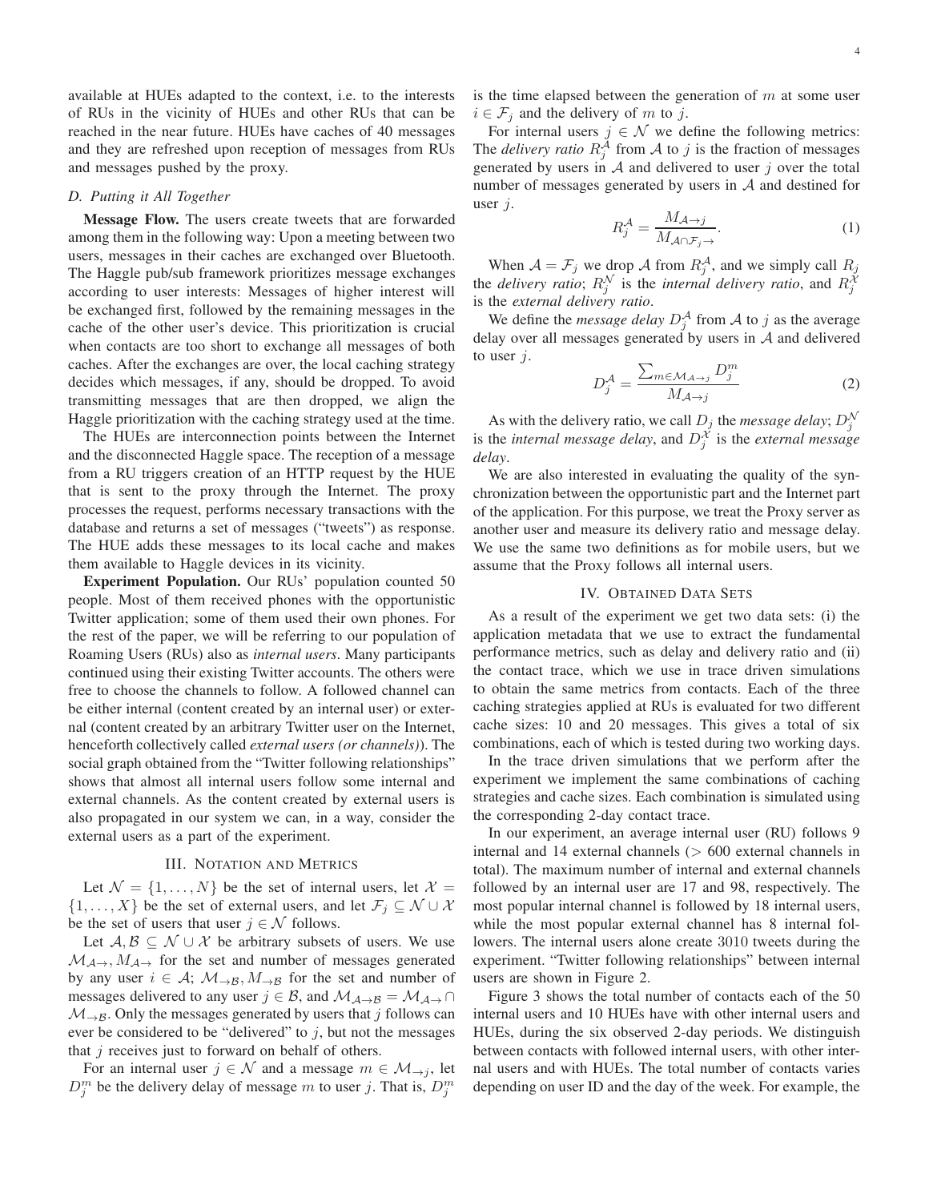available at HUEs adapted to the context, i.e. to the interests of RUs in the vicinity of HUEs and other RUs that can be reached in the near future. HUEs have caches of 40 messages and they are refreshed upon reception of messages from RUs and messages pushed by the proxy.

### D. Putting it All Together

**Message Flow.** The users create tweets that are forwarded among them in the following way: Upon a meeting between two users, messages in their caches are exchanged over Bluetooth. The Haggle pub/sub framework prioritizes message exchanges according to user interests: Messages of higher interest will be exchanged first, followed by the remaining messages in the cache of the other user's device. This prioritization is crucial when contacts are too short to exchange all messages of both caches. After the exchanges are over, the local caching strategy decides which messages, if any, should be dropped. To avoid transmitting messages that are then dropped, we align the Haggle prioritization with the caching strategy used at the time.

The HUEs are interconnection points between the Internet and the disconnected Haggle space. The reception of a message from a RU triggers creation of an HTTP request by the HUE that is sent to the proxy through the Internet. The proxy processes the request, performs necessary transactions with the database and returns a set of messages ("tweets") as response. The HUE adds these messages to its local cache and makes them available to Haggle devices in its vicinity.

**Experiment Population.** Our RUs' population counted 50 people. Most of them received phones with the opportunistic Twitter application; some of them used their own phones. For the rest of the paper, we will be referring to our population of Roaming Users (RUs) also as *internal users*. Many participants continued using their existing Twitter accounts. The others were free to choose the channels to follow. A followed channel can be either internal (content created by an internal user) or external (content created by an arbitrary Twitter user on the Internet, henceforth collectively called *external users (or channels)*). The social graph obtained from the "Twitter following relationships" shows that almost all internal users follow some internal and external channels. As the content created by external users is also propagated in our system we can, in a way, consider the external users as a part of the experiment.

## III. Notation and Metrics

Let $\mathcal{N} = \{1, \ldots, N\}$ be the set of internal users, let $\mathcal{X} = \{1, \ldots, X\}$ be the set of external users, and let $\mathcal{F}_j \subseteq \mathcal{N} \cup \mathcal{X}$ be the set of users that user $j \in \mathcal{N}$ follows.

Let $\mathcal{A}, \mathcal{B} \subseteq \mathcal{N} \cup \mathcal{X}$ be arbitrary subsets of users. We use $\mathcal{M}_{\mathcal{A}\rightarrow}, M_{\mathcal{A}\rightarrow}$ for the set and number of messages generated by any user $i \in \mathcal{A}$; $\mathcal{M}_{\rightarrow\mathcal{B}}, M_{\rightarrow\mathcal{B}}$ for the set and number of messages delivered to any user $j \in \mathcal{B}$, and $\mathcal{M}_{\mathcal{A}\rightarrow\mathcal{B}} = \mathcal{M}_{\mathcal{A}\rightarrow} \cap \mathcal{M}_{\rightarrow\mathcal{B}}$. Only the messages generated by users that $j$ follows can ever be considered to be "delivered" to $j$, but not the messages that $j$ receives just to forward on behalf of others.

For an internal user $j \in \mathcal{N}$ and a message $m \in \mathcal{M}_{\rightarrow j}$, let $D_j^m$ be the delivery delay of message $m$ to user $j$. That is, $D_j^m$ is the time elapsed between the generation of $m$ at some user $i \in \mathcal{F}_j$ and the delivery of $m$ to $j$.

For internal users $j \in \mathcal{N}$ we define the following metrics: The *delivery ratio* $R_j^{\mathcal{A}}$ from $\mathcal{A}$ to $j$ is the fraction of messages generated by users in $\mathcal{A}$ and delivered to user $j$ over the total number of messages generated by users in $\mathcal{A}$ and destined for user $j$.

$$R_j^{\mathcal{A}} = \frac{M_{\mathcal{A}\rightarrow j}}{M_{\mathcal{A}\cap\mathcal{F}_j\rightarrow}}. \tag{1}$$

When $\mathcal{A} = \mathcal{F}_j$ we drop $\mathcal{A}$ from $R_j^{\mathcal{A}}$, and we simply call $R_j$ the *delivery ratio*; $R_j^{\mathcal{N}}$ is the *internal delivery ratio*, and $R_j^{\mathcal{X}}$ is the *external delivery ratio*.

We define the *message delay* $D_j^{\mathcal{A}}$ from $\mathcal{A}$ to $j$ as the average delay over all messages generated by users in $\mathcal{A}$ and delivered to user $j$.

$$D_j^{\mathcal{A}} = \frac{\sum_{m\in\mathcal{M}_{\mathcal{A}\rightarrow j}} D_j^m}{M_{\mathcal{A}\rightarrow j}} \tag{2}$$

As with the delivery ratio, we call $D_j$ the *message delay*; $D_j^{\mathcal{N}}$ is the *internal message delay*, and $D_j^{\mathcal{X}}$ is the *external message delay*.

We are also interested in evaluating the quality of the synchronization between the opportunistic part and the Internet part of the application. For this purpose, we treat the Proxy server as another user and measure its delivery ratio and message delay. We use the same two definitions as for mobile users, but we assume that the Proxy follows all internal users.

## IV. Obtained Data Sets

As a result of the experiment we get two data sets: (i) the application metadata that we use to extract the fundamental performance metrics, such as delay and delivery ratio and (ii) the contact trace, which we use in trace driven simulations to obtain the same metrics from contacts. Each of the three caching strategies applied at RUs is evaluated for two different cache sizes: 10 and 20 messages. This gives a total of six combinations, each of which is tested during two working days.

In the trace driven simulations that we perform after the experiment we implement the same combinations of caching strategies and cache sizes. Each combination is simulated using the corresponding 2-day contact trace.

In our experiment, an average internal user (RU) follows 9 internal and 14 external channels ($>$ 600 external channels in total). The maximum number of internal and external channels followed by an internal user are 17 and 98, respectively. The most popular internal channel is followed by 18 internal users, while the most popular external channel has 8 internal followers. The internal users alone create 3010 tweets during the experiment. "Twitter following relationships" between internal users are shown in Figure 2.

Figure 3 shows the total number of contacts each of the 50 internal users and 10 HUEs have with other internal users and HUEs, during the six observed 2-day periods. We distinguish between contacts with followed internal users, with other internal users and with HUEs. The total number of contacts varies depending on user ID and the day of the week. For example, the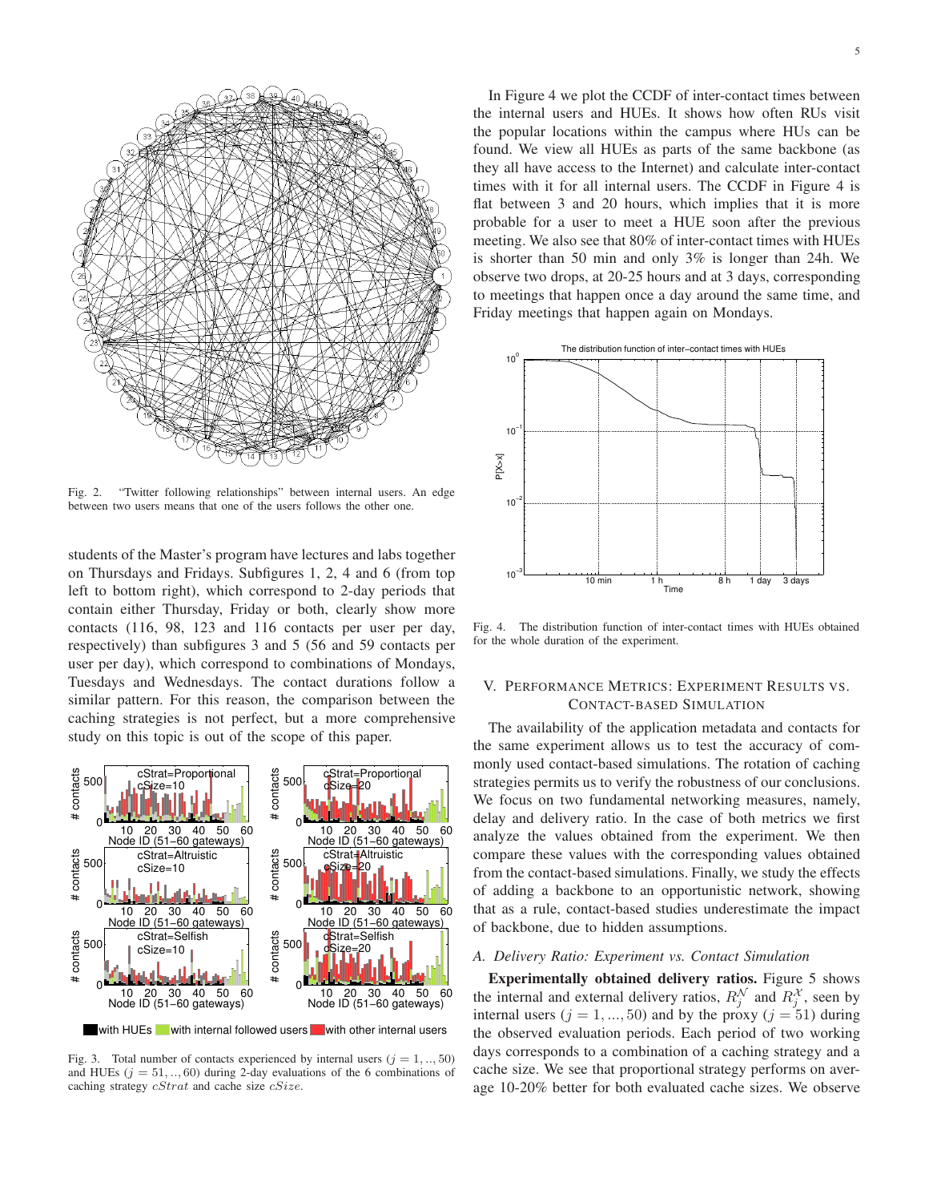Fig. 2. "Twitter following relationships" between internal users. An edge between two users means that one of the users follows the other one.

students of the Master's program have lectures and labs together on Thursdays and Fridays. Subfigures 1, 2, 4 and 6 (from top left to bottom right), which correspond to 2-day periods that contain either Thursday, Friday or both, clearly show more contacts (116, 98, 123 and 116 contacts per user per day, respectively) than subfigures 3 and 5 (56 and 59 contacts per user per day), which correspond to combinations of Mondays, Tuesdays and Wednesdays. The contact durations follow a similar pattern. For this reason, the comparison between the caching strategies is not perfect, but a more comprehensive study on this topic is out of the scope of this paper.

Fig. 3. Total number of contacts experienced by internal users ($j = 1, .., 50$) and HUEs ($j = 51, .., 60$) during 2-day evaluations of the 6 combinations of caching strategy $cStrat$ and cache size $cSize$.

In Figure 4 we plot the CCDF of inter-contact times between the internal users and HUEs. It shows how often RUs visit the popular locations within the campus where HUs can be found. We view all HUEs as parts of the same backbone (as they all have access to the Internet) and calculate inter-contact times with it for all internal users. The CCDF in Figure 4 is flat between 3 and 20 hours, which implies that it is more probable for a user to meet a HUE soon after the previous meeting. We also see that 80% of inter-contact times with HUEs is shorter than 50 min and only 3% is longer than 24h. We observe two drops, at 20-25 hours and at 3 days, corresponding to meetings that happen once a day around the same time, and Friday meetings that happen again on Mondays.

Fig. 4. The distribution function of inter-contact times with HUEs obtained for the whole duration of the experiment.

## V. Performance Metrics: Experiment Results vs. Contact-Based Simulation

The availability of the application metadata and contacts for the same experiment allows us to test the accuracy of commonly used contact-based simulations. The rotation of caching strategies permits us to verify the robustness of our conclusions. We focus on two fundamental networking measures, namely, delay and delivery ratio. In the case of both metrics we first analyze the values obtained from the experiment. We then compare these values with the corresponding values obtained from the contact-based simulations. Finally, we study the effects of adding a backbone to an opportunistic network, showing that as a rule, contact-based studies underestimate the impact of backbone, due to hidden assumptions.

### *A. Delivery Ratio: Experiment vs. Contact Simulation*

**Experimentally obtained delivery ratios.** Figure 5 shows the internal and external delivery ratios, $R_j^{\mathcal{N}}$ and $R_j^{\mathcal{X}}$, seen by internal users ($j = 1, ..., 50$) and by the proxy ($j = 51$) during the observed evaluation periods. Each period of two working days corresponds to a combination of a caching strategy and a cache size. We see that proportional strategy performs on average 10-20% better for both evaluated cache sizes. We observe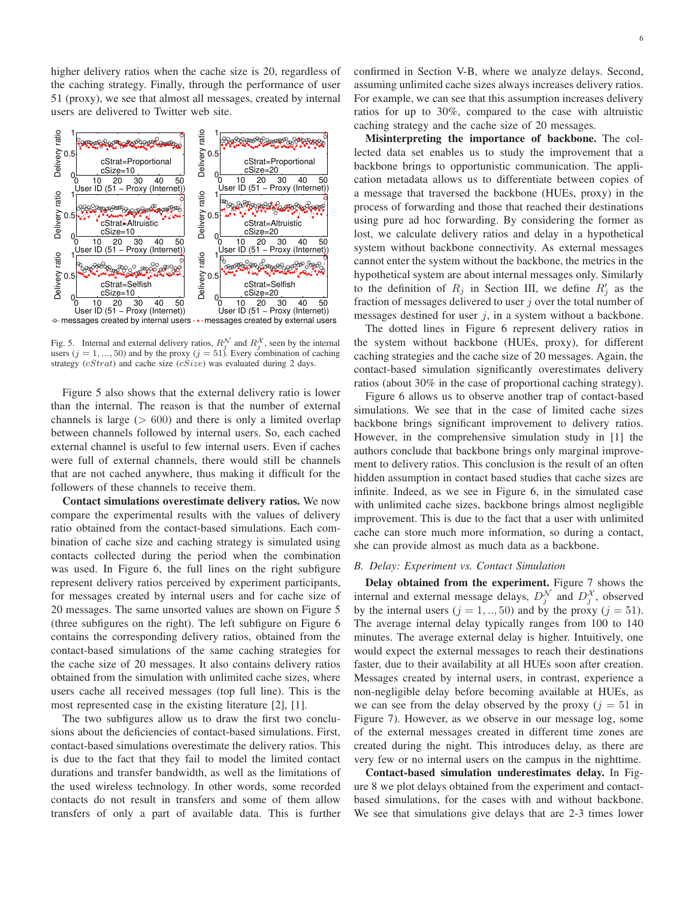higher delivery ratios when the cache size is 20, regardless of the caching strategy. Finally, through the performance of user 51 (proxy), we see that almost all messages, created by internal users are delivered to Twitter web site.

Fig. 5. Internal and external delivery ratios, $R_j^{\mathcal{N}}$ and $R_j^{\mathcal{X}}$, seen by the internal users ($j = 1, ..., 50$) and by the proxy ($j = 51$). Every combination of caching strategy ($cStrat$) and cache size ($cSize$) was evaluated during 2 days.

Figure 5 also shows that the external delivery ratio is lower than the internal. The reason is that the number of external channels is large ($> 600$) and there is only a limited overlap between channels followed by internal users. So, each cached external channel is useful to few internal users. Even if caches were full of external channels, there would still be channels that are not cached anywhere, thus making it difficult for the followers of these channels to receive them.

**Contact simulations overestimate delivery ratios.** We now compare the experimental results with the values of delivery ratio obtained from the contact-based simulations. Each combination of cache size and caching strategy is simulated using contacts collected during the period when the combination was used. In Figure 6, the full lines on the right subfigure represent delivery ratios perceived by experiment participants, for messages created by internal users and for cache size of 20 messages. The same unsorted values are shown on Figure 5 (three subfigures on the right). The left subfigure on Figure 6 contains the corresponding delivery ratios, obtained from the contact-based simulations of the same caching strategies for the cache size of 20 messages. It also contains delivery ratios obtained from the simulation with unlimited cache sizes, where users cache all received messages (top full line). This is the most represented case in the existing literature [2], [1].

The two subfigures allow us to draw the first two conclusions about the deficiencies of contact-based simulations. First, contact-based simulations overestimate the delivery ratios. This is due to the fact that they fail to model the limited contact durations and transfer bandwidth, as well as the limitations of the used wireless technology. In other words, some recorded contacts do not result in transfers and some of them allow transfers of only a part of available data. This is further confirmed in Section V-B, where we analyze delays. Second, assuming unlimited cache sizes always increases delivery ratios. For example, we can see that this assumption increases delivery ratios for up to 30%, compared to the case with altruistic caching strategy and the cache size of 20 messages.

**Misinterpreting the importance of backbone.** The collected data set enables us to study the improvement that a backbone brings to opportunistic communication. The application metadata allows us to differentiate between copies of a message that traversed the backbone (HUEs, proxy) in the process of forwarding and those that reached their destinations using pure ad hoc forwarding. By considering the former as lost, we calculate delivery ratios and delay in a hypothetical system without backbone connectivity. As external messages cannot enter the system without the backbone, the metrics in the hypothetical system are about internal messages only. Similarly to the definition of $R_j$ in Section III, we define $R_j'$ as the fraction of messages delivered to user $j$ over the total number of messages destined for user $j$, in a system without a backbone.

The dotted lines in Figure 6 represent delivery ratios in the system without backbone (HUEs, proxy), for different caching strategies and the cache size of 20 messages. Again, the contact-based simulation significantly overestimates delivery ratios (about 30% in the case of proportional caching strategy).

Figure 6 allows us to observe another trap of contact-based simulations. We see that in the case of limited cache sizes backbone brings significant improvement to delivery ratios. However, in the comprehensive simulation study in [1] the authors conclude that backbone brings only marginal improvement to delivery ratios. This conclusion is the result of an often hidden assumption in contact based studies that cache sizes are infinite. Indeed, as we see in Figure 6, in the simulated case with unlimited cache sizes, backbone brings almost negligible improvement. This is due to the fact that a user with unlimited cache can store much more information, so during a contact, she can provide almost as much data as a backbone.

### *B. Delay: Experiment vs. Contact Simulation*

**Delay obtained from the experiment.** Figure 7 shows the internal and external message delays, $D_j^{\mathcal{N}}$ and $D_j^{\mathcal{X}}$, observed by the internal users ($j = 1, .., 50$) and by the proxy ($j = 51$). The average internal delay typically ranges from 100 to 140 minutes. The average external delay is higher. Intuitively, one would expect the external messages to reach their destinations faster, due to their availability at all HUEs soon after creation. Messages created by internal users, in contrast, experience a non-negligible delay before becoming available at HUEs, as we can see from the delay observed by the proxy ($j = 51$ in Figure 7). However, as we observe in our message log, some of the external messages created in different time zones are created during the night. This introduces delay, as there are very few or no internal users on the campus in the nighttime.

**Contact-based simulation underestimates delay.** In Figure 8 we plot delays obtained from the experiment and contact-based simulations, for the cases with and without backbone. We see that simulations give delays that are 2-3 times lower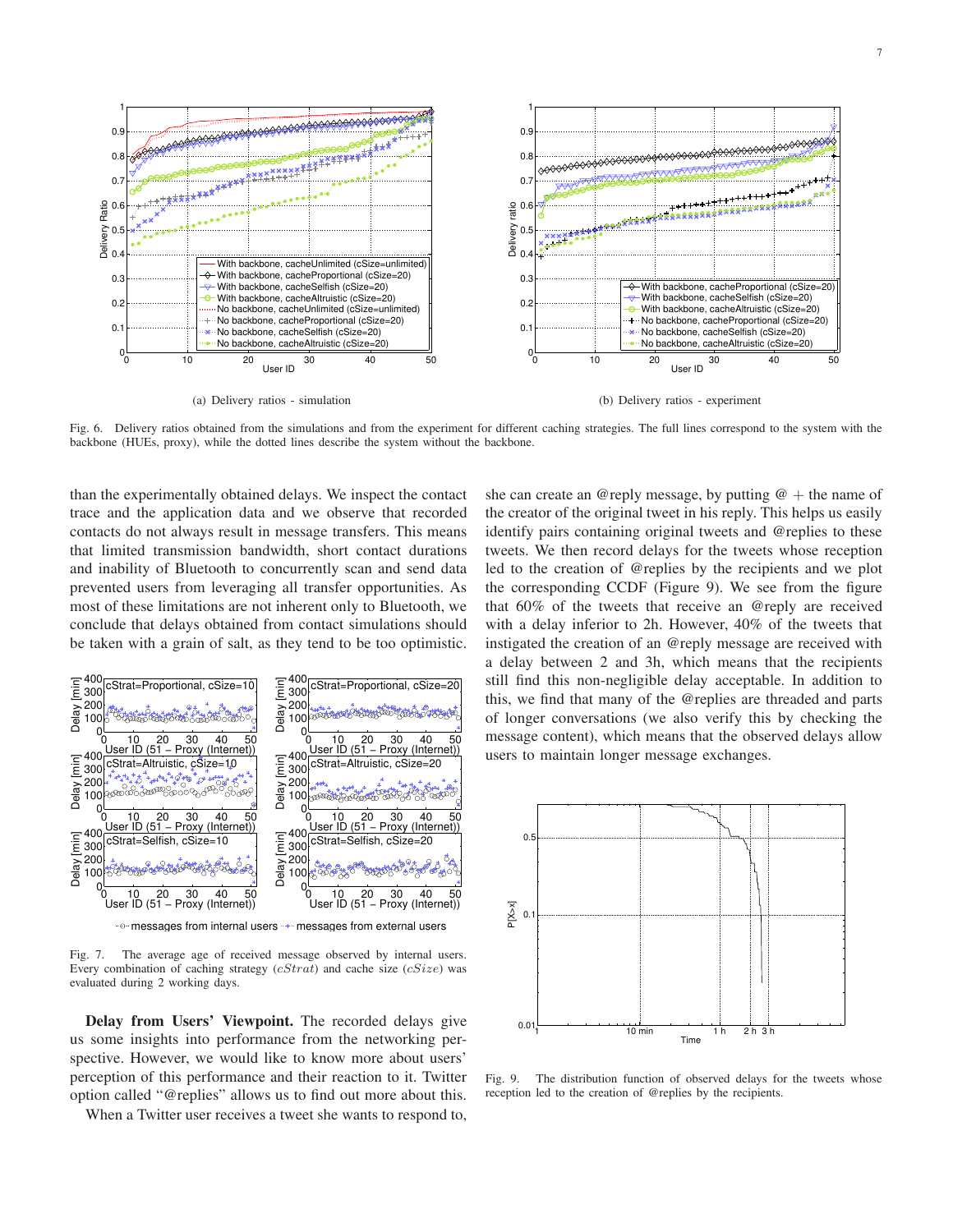(a) Delivery ratios - simulation

(b) Delivery ratios - experiment

Fig. 6. Delivery ratios obtained from the simulations and from the experiment for different caching strategies. The full lines correspond to the system with the backbone (HUEs, proxy), while the dotted lines describe the system without the backbone.

than the experimentally obtained delays. We inspect the contact trace and the application data and we observe that recorded contacts do not always result in message transfers. This means that limited transmission bandwidth, short contact durations and inability of Bluetooth to concurrently scan and send data prevented users from leveraging all transfer opportunities. As most of these limitations are not inherent only to Bluetooth, we conclude that delays obtained from contact simulations should be taken with a grain of salt, as they tend to be too optimistic.

Fig. 7. The average age of received message observed by internal users. Every combination of caching strategy ($cStrat$) and cache size ($cSize$) was evaluated during 2 working days.

**Delay from Users' Viewpoint.** The recorded delays give us some insights into performance from the networking perspective. However, we would like to know more about users' perception of this performance and their reaction to it. Twitter option called "@replies" allows us to find out more about this.

When a Twitter user receives a tweet she wants to respond to, she can create an @reply message, by putting @ + the name of the creator of the original tweet in his reply. This helps us easily identify pairs containing original tweets and @replies to these tweets. We then record delays for the tweets whose reception led to the creation of @replies by the recipients and we plot the corresponding CCDF (Figure 9). We see from the figure that 60% of the tweets that receive an @reply are received with a delay inferior to 2h. However, 40% of the tweets that instigated the creation of an @reply message are received with a delay between 2 and 3h, which means that the recipients still find this non-negligible delay acceptable. In addition to this, we find that many of the @replies are threaded and parts of longer conversations (we also verify this by checking the message content), which means that the observed delays allow users to maintain longer message exchanges.

Fig. 9. The distribution function of observed delays for the tweets whose reception led to the creation of @replies by the recipients.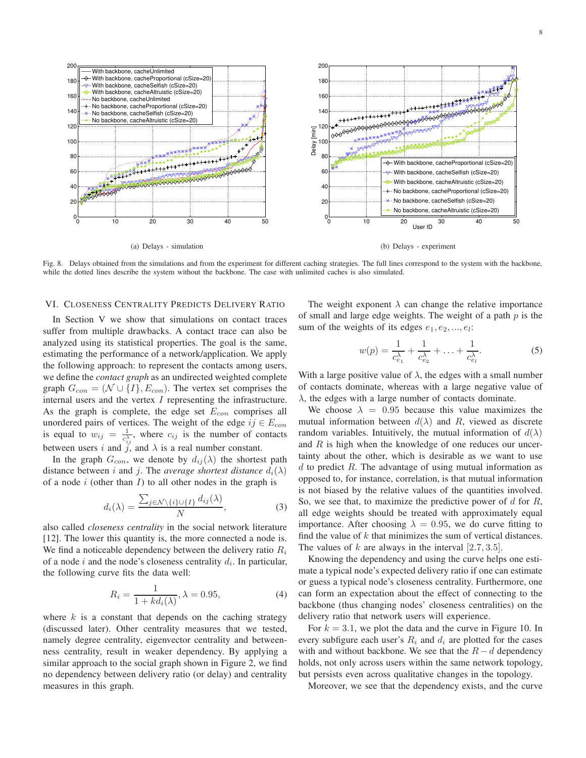(a) Delays - simulation

(b) Delays - experiment

Fig. 8. Delays obtained from the simulations and from the experiment for different caching strategies. The full lines correspond to the system with the backbone, while the dotted lines describe the system without the backbone. The case with unlimited caches is also simulated.

## VI. Closeness Centrality Predicts Delivery Ratio

In Section V we show that simulations on contact traces suffer from multiple drawbacks. A contact trace can also be analyzed using its statistical properties. The goal is the same, estimating the performance of a network/application. We apply the following approach: to represent the contacts among users, we define the *contact graph* as an undirected weighted complete graph $G_{con} = (\mathcal{N} \cup \{I\}, E_{con})$. The vertex set comprises the internal users and the vertex $I$ representing the infrastructure. As the graph is complete, the edge set $E_{con}$ comprises all unordered pairs of vertices. The weight of the edge $ij \in E_{con}$ is equal to $w_{ij} = \frac{1}{c_{ij}^{\lambda}}$, where $c_{ij}$ is the number of contacts between users $i$ and $j$, and $\lambda$ is a real number constant.

In the graph $G_{con}$, we denote by $d_{ij}(\lambda)$ the shortest path distance between $i$ and $j$. The *average shortest distance* $d_i(\lambda)$ of a node $i$ (other than $I$) to all other nodes in the graph is

$$d_i(\lambda) = \frac{\sum_{j \in \mathcal{N} \setminus \{i\} \cup \{I\}} d_{ij}(\lambda)}{N}, \quad (3)$$

also called *closeness centrality* in the social network literature [12]. The lower this quantity is, the more connected a node is. We find a noticeable dependency between the delivery ratio $R_i$ of a node $i$ and the node's closeness centrality $d_i$. In particular, the following curve fits the data well:

$$R_i = \frac{1}{1 + k d_i(\lambda)}, \lambda = 0.95, \quad (4)$$

where $k$ is a constant that depends on the caching strategy (discussed later). Other centrality measures that we tested, namely degree centrality, eigenvector centrality and betweenness centrality, result in weaker dependency. By applying a similar approach to the social graph shown in Figure 2, we find no dependency between delivery ratio (or delay) and centrality measures in this graph.

The weight exponent $\lambda$ can change the relative importance of small and large edge weights. The weight of a path $p$ is the sum of the weights of its edges $e_1, e_2, ..., e_l$:

$$w(p) = \frac{1}{c_{e_1}^{\lambda}} + \frac{1}{c_{e_2}^{\lambda}} + \ldots + \frac{1}{c_{e_l}^{\lambda}}. \quad (5)$$

With a large positive value of $\lambda$, the edges with a small number of contacts dominate, whereas with a large negative value of $\lambda$, the edges with a large number of contacts dominate.

We choose $\lambda = 0.95$ because this value maximizes the mutual information between $d(\lambda)$ and $R$, viewed as discrete random variables. Intuitively, the mutual information of $d(\lambda)$ and $R$ is high when the knowledge of one reduces our uncertainty about the other, which is desirable as we want to use $d$ to predict $R$. The advantage of using mutual information as opposed to, for instance, correlation, is that mutual information is not biased by the relative values of the quantities involved. So, we see that, to maximize the predictive power of $d$ for $R$, all edge weights should be treated with approximately equal importance. After choosing $\lambda = 0.95$, we do curve fitting to find the value of $k$ that minimizes the sum of vertical distances. The values of $k$ are always in the interval $[2.7, 3.5]$.

Knowing the dependency and using the curve helps one estimate a typical node's expected delivery ratio if one can estimate or guess a typical node's closeness centrality. Furthermore, one can form an expectation about the effect of connecting to the backbone (thus changing nodes' closeness centralities) on the delivery ratio that network users will experience.

For $k = 3.1$, we plot the data and the curve in Figure 10. In every subfigure each user's $R_i$ and $d_i$ are plotted for the cases with and without backbone. We see that the $R - d$ dependency holds, not only across users within the same network topology, but persists even across qualitative changes in the topology.

Moreover, we see that the dependency exists, and the curve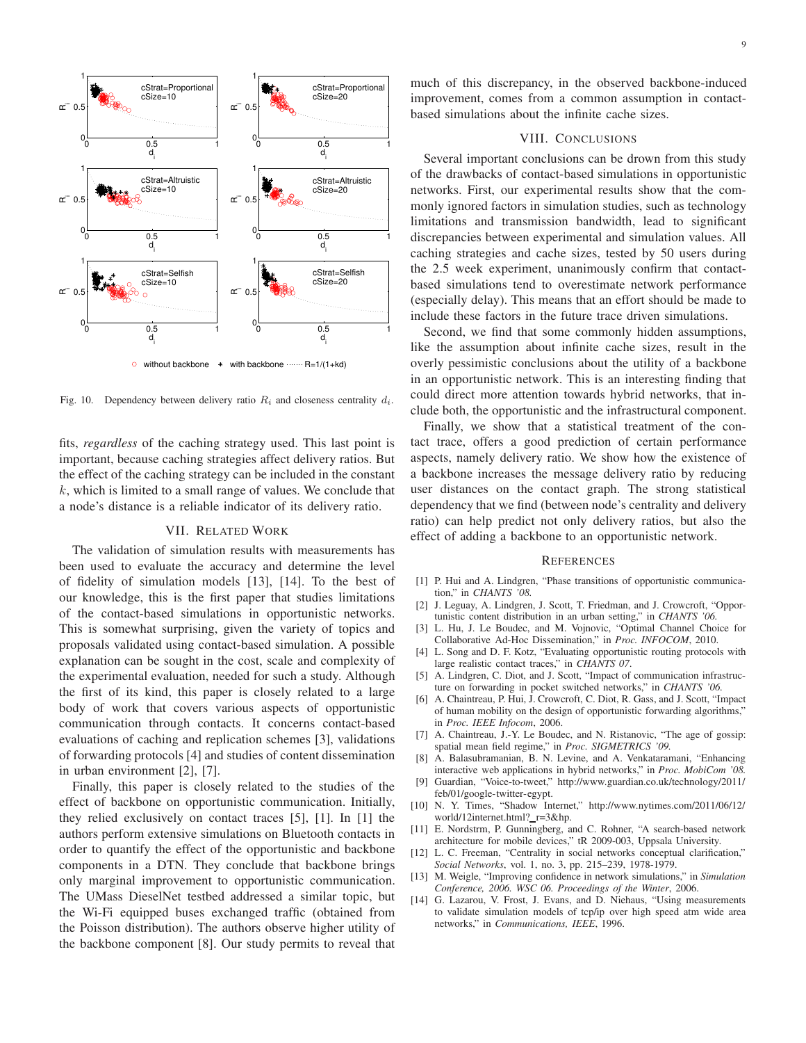cStrat=Proportional
cSize=10

cStrat=Proportional
cSize=20

cStrat=Altruistic
cSize=10

cStrat=Altruistic
cSize=20

cStrat=Selfish
cSize=10

cStrat=Selfish
cSize=20

$R_i$ 0 0.5 1

$d_i$ 0 0.5 1

without backbone + with backbone ······ R=1/(1+kd)

Fig. 10. Dependency between delivery ratio $R_i$ and closeness centrality $d_i$.

fits, *regardless* of the caching strategy used. This last point is important, because caching strategies affect delivery ratios. But the effect of the caching strategy can be included in the constant $k$, which is limited to a small range of values. We conclude that a node's distance is a reliable indicator of its delivery ratio.

## VII. Related Work

The validation of simulation results with measurements has been used to evaluate the accuracy and determine the level of fidelity of simulation models [13], [14]. To the best of our knowledge, this is the first paper that studies limitations of the contact-based simulations in opportunistic networks. This is somewhat surprising, given the variety of topics and proposals validated using contact-based simulation. A possible explanation can be sought in the cost, scale and complexity of the experimental evaluation, needed for such a study. Although the first of its kind, this paper is closely related to a large body of work that covers various aspects of opportunistic communication through contacts. It concerns contact-based evaluations of caching and replication schemes [3], validations of forwarding protocols [4] and studies of content dissemination in urban environment [2], [7].

Finally, this paper is closely related to the studies of the effect of backbone on opportunistic communication. Initially, they relied exclusively on contact traces [5], [1]. In [1] the authors perform extensive simulations on Bluetooth contacts in order to quantify the effect of the opportunistic and backbone components in a DTN. They conclude that backbone brings only marginal improvement to opportunistic communication. The UMass DieselNet testbed addressed a similar topic, but the Wi-Fi equipped buses exchanged traffic (obtained from the Poisson distribution). The authors observe higher utility of the backbone component [8]. Our study permits to reveal that much of this discrepancy, in the observed backbone-induced improvement, comes from a common assumption in contact-based simulations about the infinite cache sizes.

## VIII. Conclusions

Several important conclusions can be drown from this study of the drawbacks of contact-based simulations in opportunistic networks. First, our experimental results show that the commonly ignored factors in simulation studies, such as technology limitations and transmission bandwidth, lead to significant discrepancies between experimental and simulation values. All caching strategies and cache sizes, tested by 50 users during the 2.5 week experiment, unanimously confirm that contact-based simulations tend to overestimate network performance (especially delay). This means that an effort should be made to include these factors in the future trace driven simulations.

Second, we find that some commonly hidden assumptions, like the assumption about infinite cache sizes, result in the overly pessimistic conclusions about the utility of a backbone in an opportunistic network. This is an interesting finding that could direct more attention towards hybrid networks, that include both, the opportunistic and the infrastructural component.

Finally, we show that a statistical treatment of the contact trace, offers a good prediction of certain performance aspects, namely delivery ratio. We show how the existence of a backbone increases the message delivery ratio by reducing user distances on the contact graph. The strong statistical dependency that we find (between node's centrality and delivery ratio) can help predict not only delivery ratios, but also the effect of adding a backbone to an opportunistic network.

## References

[1] P. Hui and A. Lindgren, "Phase transitions of opportunistic communication," in *CHANTS '08.*

[2] J. Leguay, A. Lindgren, J. Scott, T. Friedman, and J. Crowcroft, "Opportunistic content distribution in an urban setting," in *CHANTS '06.*

[3] L. Hu, J. Le Boudec, and M. Vojnovic, "Optimal Channel Choice for Collaborative Ad-Hoc Dissemination," in *Proc. INFOCOM*, 2010.

[4] L. Song and D. F. Kotz, "Evaluating opportunistic routing protocols with large realistic contact traces," in *CHANTS 07.*

[5] A. Lindgren, C. Diot, and J. Scott, "Impact of communication infrastructure on forwarding in pocket switched networks," in *CHANTS '06.*

[6] A. Chaintreau, P. Hui, J. Crowcroft, C. Diot, R. Gass, and J. Scott, "Impact of human mobility on the design of opportunistic forwarding algorithms," in *Proc. IEEE Infocom*, 2006.

[7] A. Chaintreau, J.-Y. Le Boudec, and N. Ristanovic, "The age of gossip: spatial mean field regime," in *Proc. SIGMETRICS '09.*

[8] A. Balasubramanian, B. N. Levine, and A. Venkataramani, "Enhancing interactive web applications in hybrid networks," in *Proc. MobiCom '08.*

[9] Guardian, "Voice-to-tweet," http://www.guardian.co.uk/technology/2011/feb/01/google-twitter-egypt.

[10] N. Y. Times, "Shadow Internet," http://www.nytimes.com/2011/06/12/world/12internet.html?_r=3&hp.

[11] E. Nordstrm, P. Gunningberg, and C. Rohner, "A search-based network architecture for mobile devices," tR 2009-003, Uppsala University.

[12] L. C. Freeman, "Centrality in social networks conceptual clarification," *Social Networks*, vol. 1, no. 3, pp. 215–239, 1978-1979.

[13] M. Weigle, "Improving confidence in network simulations," in *Simulation Conference, 2006. WSC 06. Proceedings of the Winter*, 2006.

[14] G. Lazarou, V. Frost, J. Evans, and D. Niehaus, "Using measurements to validate simulation models of tcp/ip over high speed atm wide area networks," in *Communications, IEEE*, 1996.